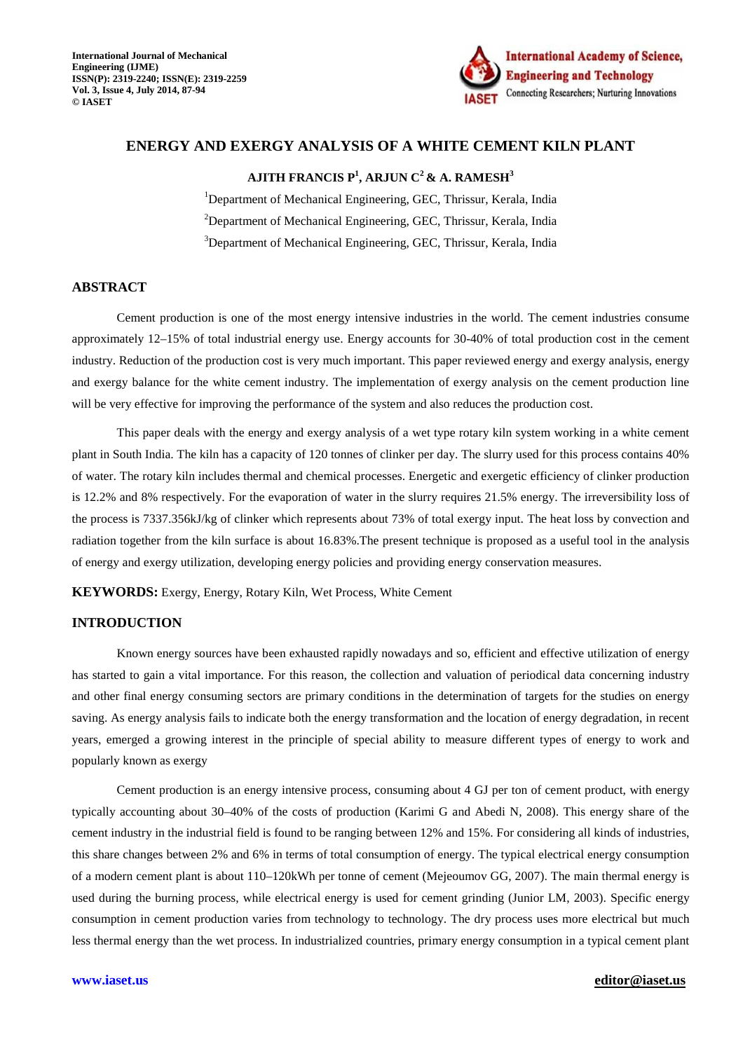# ENERGY AND EXERGY ANALYSIS OF A WHITE CEMENT KILN PLANT

**AJITH FRANCIS P[1], ARJUN C[2] & A. RAMESH[3]**

[1]Department of Mechanical Engineering, GEC, Thrissur, Kerala, India

[2]Department of Mechanical Engineering, GEC, Thrissur, Kerala, India

[3]Department of Mechanical Engineering, GEC, Thrissur, Kerala, India

## ABSTRACT

Cement production is one of the most energy intensive industries in the world. The cement industries consume approximately 12–15% of total industrial energy use. Energy accounts for 30-40% of total production cost in the cement industry. Reduction of the production cost is very much important. This paper reviewed energy and exergy analysis, energy and exergy balance for the white cement industry. The implementation of exergy analysis on the cement production line will be very effective for improving the performance of the system and also reduces the production cost.

This paper deals with the energy and exergy analysis of a wet type rotary kiln system working in a white cement plant in South India. The kiln has a capacity of 120 tonnes of clinker per day. The slurry used for this process contains 40% of water. The rotary kiln includes thermal and chemical processes. Energetic and exergetic efficiency of clinker production is 12.2% and 8% respectively. For the evaporation of water in the slurry requires 21.5% energy. The irreversibility loss of the process is 7337.356kJ/kg of clinker which represents about 73% of total exergy input. The heat loss by convection and radiation together from the kiln surface is about 16.83%.The present technique is proposed as a useful tool in the analysis of energy and exergy utilization, developing energy policies and providing energy conservation measures.

**KEYWORDS:** Exergy, Energy, Rotary Kiln, Wet Process, White Cement

## INTRODUCTION

Known energy sources have been exhausted rapidly nowadays and so, efficient and effective utilization of energy has started to gain a vital importance. For this reason, the collection and valuation of periodical data concerning industry and other final energy consuming sectors are primary conditions in the determination of targets for the studies on energy saving. As energy analysis fails to indicate both the energy transformation and the location of energy degradation, in recent years, emerged a growing interest in the principle of special ability to measure different types of energy to work and popularly known as exergy

Cement production is an energy intensive process, consuming about 4 GJ per ton of cement product, with energy typically accounting about 30–40% of the costs of production (Karimi G and Abedi N, 2008). This energy share of the cement industry in the industrial field is found to be ranging between 12% and 15%. For considering all kinds of industries, this share changes between 2% and 6% in terms of total consumption of energy. The typical electrical energy consumption of a modern cement plant is about 110–120kWh per tonne of cement (Mejeoumov GG, 2007). The main thermal energy is used during the burning process, while electrical energy is used for cement grinding (Junior LM, 2003). Specific energy consumption in cement production varies from technology to technology. The dry process uses more electrical but much less thermal energy than the wet process. In industrialized countries, primary energy consumption in a typical cement plant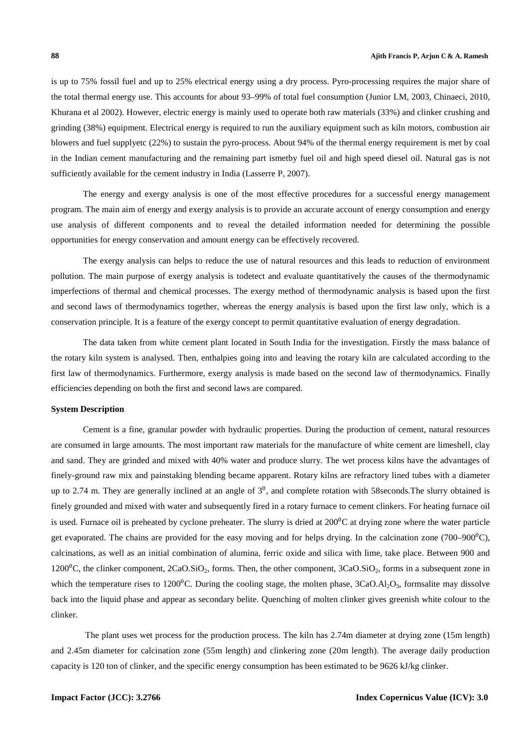is up to 75% fossil fuel and up to 25% electrical energy using a dry process. Pyro-processing requires the major share of the total thermal energy use. This accounts for about 93–99% of total fuel consumption (Junior LM, 2003, Chinaeci, 2010, Khurana et al 2002). However, electric energy is mainly used to operate both raw materials (33%) and clinker crushing and grinding (38%) equipment. Electrical energy is required to run the auxiliary equipment such as kiln motors, combustion air blowers and fuel supplyetc (22%) to sustain the pyro-process. About 94% of the thermal energy requirement is met by coal in the Indian cement manufacturing and the remaining part ismetby fuel oil and high speed diesel oil. Natural gas is not sufficiently available for the cement industry in India (Lasserre P, 2007).

The energy and exergy analysis is one of the most effective procedures for a successful energy management program. The main aim of energy and exergy analysis is to provide an accurate account of energy consumption and energy use analysis of different components and to reveal the detailed information needed for determining the possible opportunities for energy conservation and amount energy can be effectively recovered.

The exergy analysis can helps to reduce the use of natural resources and this leads to reduction of environment pollution. The main purpose of exergy analysis is todetect and evaluate quantitatively the causes of the thermodynamic imperfections of thermal and chemical processes. The exergy method of thermodynamic analysis is based upon the first and second laws of thermodynamics together, whereas the energy analysis is based upon the first law only, which is a conservation principle. It is a feature of the exergy concept to permit quantitative evaluation of energy degradation.

The data taken from white cement plant located in South India for the investigation. Firstly the mass balance of the rotary kiln system is analysed. Then, enthalpies going into and leaving the rotary kiln are calculated according to the first law of thermodynamics. Furthermore, exergy analysis is made based on the second law of thermodynamics. Finally efficiencies depending on both the first and second laws are compared.

**System Description**

Cement is a fine, granular powder with hydraulic properties. During the production of cement, natural resources are consumed in large amounts. The most important raw materials for the manufacture of white cement are limeshell, clay and sand. They are grinded and mixed with 40% water and produce slurry. The wet process kilns have the advantages of finely-ground raw mix and painstaking blending became apparent. Rotary kilns are refractory lined tubes with a diameter up to 2.74 m. They are generally inclined at an angle of $3^0$, and complete rotation with 58seconds.The slurry obtained is finely grounded and mixed with water and subsequently fired in a rotary furnace to cement clinkers. For heating furnace oil is used. Furnace oil is preheated by cyclone preheater. The slurry is dried at $200^0$C at drying zone where the water particle get evaporated. The chains are provided for the easy moving and for helps drying. In the calcination zone (700–$900^0$C), calcinations, as well as an initial combination of alumina, ferric oxide and silica with lime, take place. Between 900 and $1200^0$C, the clinker component, $2CaO.SiO_2$, forms. Then, the other component, $3CaO.SiO_2$, forms in a subsequent zone in which the temperature rises to $1200^0$C. During the cooling stage, the molten phase, $3CaO.Al_2O_3$, formsalite may dissolve back into the liquid phase and appear as secondary belite. Quenching of molten clinker gives greenish white colour to the clinker.

The plant uses wet process for the production process. The kiln has 2.74m diameter at drying zone (15m length) and 2.45m diameter for calcination zone (55m length) and clinkering zone (20m length). The average daily production capacity is 120 ton of clinker, and the specific energy consumption has been estimated to be 9626 kJ/kg clinker.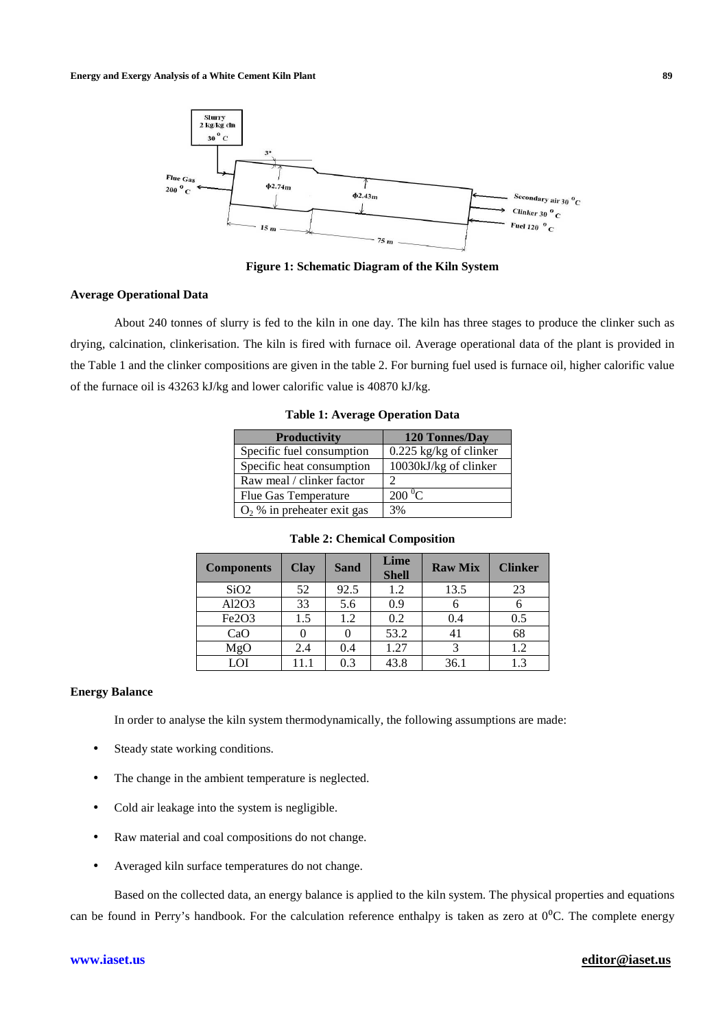Figure 1: Schematic Diagram of the Kiln System

**Average Operational Data**

About 240 tonnes of slurry is fed to the kiln in one day. The kiln has three stages to produce the clinker such as drying, calcination, clinkerisation. The kiln is fired with furnace oil. Average operational data of the plant is provided in the Table 1 and the clinker compositions are given in the table 2. For burning fuel used is furnace oil, higher calorific value of the furnace oil is 43263 kJ/kg and lower calorific value is 40870 kJ/kg.

**Table 1: Average Operation Data**

| Productivity | 120 Tonnes/Day |
|---|---|
| Specific fuel consumption | 0.225 kg/kg of clinker |
| Specific heat consumption | 10030kJ/kg of clinker |
| Raw meal / clinker factor | 2 |
| Flue Gas Temperature | 200 $^0$C |
| $O_2$ % in preheater exit gas | 3% |

**Table 2: Chemical Composition**

| Components | Clay | Sand | Lime Shell | Raw Mix | Clinker |
|---|---|---|---|---|---|
| $SiO_2$ | 52 | 92.5 | 1.2 | 13.5 | 23 |
| $Al_2O_3$ | 33 | 5.6 | 0.9 | 6 | 6 |
| $Fe_2O_3$ | 1.5 | 1.2 | 0.2 | 0.4 | 0.5 |
| CaO | 0 | 0 | 53.2 | 41 | 68 |
| MgO | 2.4 | 0.4 | 1.27 | 3 | 1.2 |
| LOI | 11.1 | 0.3 | 43.8 | 36.1 | 1.3 |

**Energy Balance**

In order to analyse the kiln system thermodynamically, the following assumptions are made:

- Steady state working conditions.
- The change in the ambient temperature is neglected.
- Cold air leakage into the system is negligible.
- Raw material and coal compositions do not change.
- Averaged kiln surface temperatures do not change.

Based on the collected data, an energy balance is applied to the kiln system. The physical properties and equations can be found in Perry's handbook. For the calculation reference enthalpy is taken as zero at 0$^0$C. The complete energy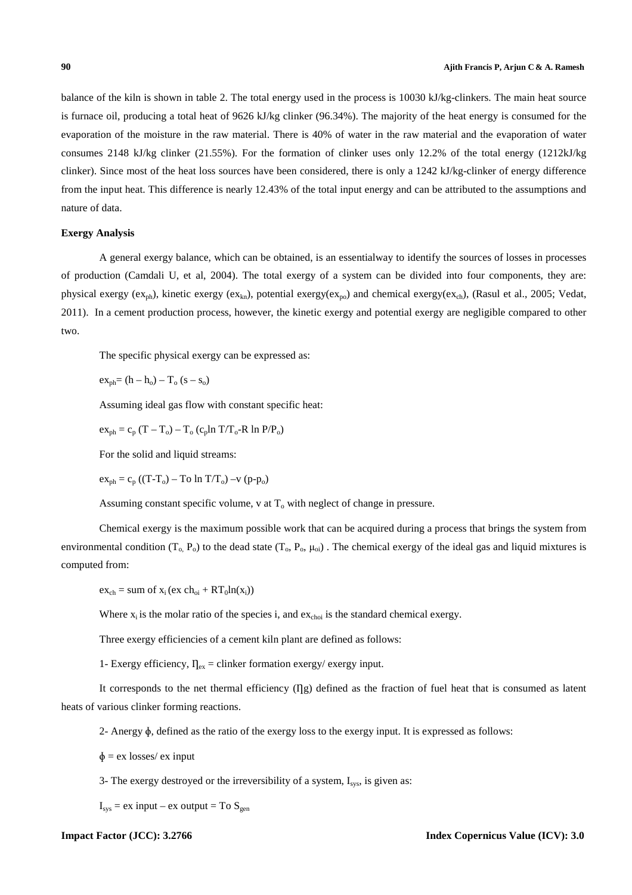balance of the kiln is shown in table 2. The total energy used in the process is 10030 kJ/kg-clinkers. The main heat source is furnace oil, producing a total heat of 9626 kJ/kg clinker (96.34%). The majority of the heat energy is consumed for the evaporation of the moisture in the raw material. There is 40% of water in the raw material and the evaporation of water consumes 2148 kJ/kg clinker (21.55%). For the formation of clinker uses only 12.2% of the total energy (1212kJ/kg clinker). Since most of the heat loss sources have been considered, there is only a 1242 kJ/kg-clinker of energy difference from the input heat. This difference is nearly 12.43% of the total input energy and can be attributed to the assumptions and nature of data.

**Exergy Analysis**

A general exergy balance, which can be obtained, is an essentialway to identify the sources of losses in processes of production (Camdali U, et al, 2004). The total exergy of a system can be divided into four components, they are: physical exergy ($ex_{ph}$), kinetic exergy ($ex_{kn}$), potential exergy($ex_{po}$) and chemical exergy($ex_{ch}$), (Rasul et al., 2005; Vedat, 2011). In a cement production process, however, the kinetic exergy and potential exergy are negligible compared to other two.

The specific physical exergy can be expressed as:

$$ex_{ph} = (h - h_o) - T_o (s - s_o)$$

Assuming ideal gas flow with constant specific heat:

$$ex_{ph} = c_p (T - T_o) - T_o (c_p \ln T/T_o - R \ln P/P_o)$$

For the solid and liquid streams:

$$ex_{ph} = c_p ((T-T_o) - To \ln T/T_o) - v (p-p_o)$$

Assuming constant specific volume, v at $T_o$ with neglect of change in pressure.

Chemical exergy is the maximum possible work that can be acquired during a process that brings the system from environmental condition ($T_o$, $P_o$) to the dead state ($T_o$, $P_o$, $\mu_{oi}$) . The chemical exergy of the ideal gas and liquid mixtures is computed from:

$$ex_{ch} = \text{sum of } x_i (ex\, ch_{oi} + RT_0 \ln(x_i))$$

Where $x_i$ is the molar ratio of the species i, and $ex_{choi}$ is the standard chemical exergy.

Three exergy efficiencies of a cement kiln plant are defined as follows:

1- Exergy efficiency, $\eta_{ex}$ = clinker formation exergy/ exergy input.

It corresponds to the net thermal efficiency ($\eta$g) defined as the fraction of fuel heat that is consumed as latent heats of various clinker forming reactions.

2- Anergy $\phi$, defined as the ratio of the exergy loss to the exergy input. It is expressed as follows:

$$\phi = \text{ex losses/ ex input}$$

3- The exergy destroyed or the irreversibility of a system, $I_{sys}$, is given as:

$$I_{sys} = \text{ex input} - \text{ex output} = To\, S_{gen}$$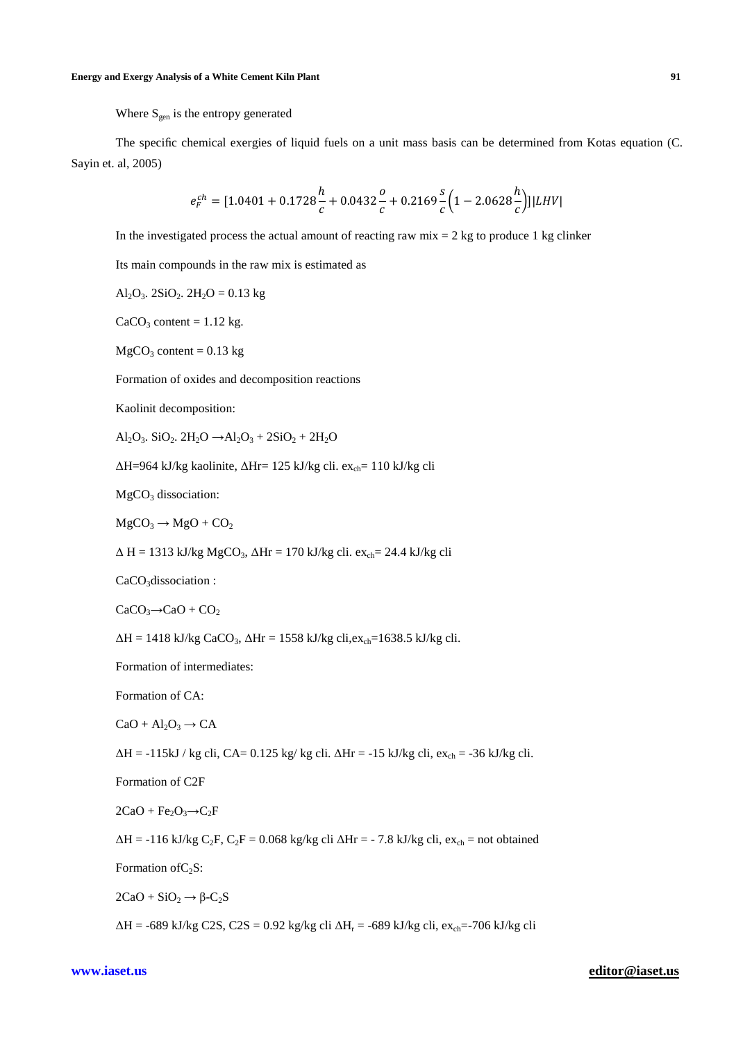Where $S_{gen}$ is the entropy generated

The specific chemical exergies of liquid fuels on a unit mass basis can be determined from Kotas equation (C. Sayin et. al, 2005)

$$e_F^{ch} = [1.0401 + 0.1728\frac{h}{c} + 0.0432\frac{o}{c} + 0.2169\frac{s}{c}\left(1 - 2.0628\frac{h}{c}\right)]|LHV|$$

In the investigated process the actual amount of reacting raw mix = 2 kg to produce 1 kg clinker

Its main compounds in the raw mix is estimated as

$Al_2O_3.\ 2SiO_2.\ 2H_2O$ = 0.13 kg

$CaCO_3$ content = 1.12 kg.

$MgCO_3$ content = 0.13 kg

Formation of oxides and decomposition reactions

Kaolinit decomposition:

$Al_2O_3.\ SiO_2.\ 2H_2O \rightarrow Al_2O_3 + 2SiO_2 + 2H_2O$

$\Delta H$=964 kJ/kg kaolinite, $\Delta Hr$= 125 kJ/kg cli. $ex_{ch}$= 110 kJ/kg cli

$MgCO_3$ dissociation:

$MgCO_3 \rightarrow MgO + CO_2$

$\Delta$ H = 1313 kJ/kg $MgCO_3$, $\Delta Hr$ = 170 kJ/kg cli. $ex_{ch}$= 24.4 kJ/kg cli

$CaCO_3$dissociation :

$CaCO_3 \rightarrow CaO + CO_2$

$\Delta H$ = 1418 kJ/kg $CaCO_3$, $\Delta Hr$ = 1558 kJ/kg cli,$ex_{ch}$=1638.5 kJ/kg cli.

Formation of intermediates:

Formation of CA:

$CaO + Al_2O_3 \rightarrow CA$

$\Delta H$ = -115kJ / kg cli, CA= 0.125 kg/ kg cli. $\Delta Hr$ = -15 kJ/kg cli, $ex_{ch}$ = -36 kJ/kg cli.

Formation of C2F

$2CaO + Fe_2O_3 \rightarrow C_2F$

$\Delta H$ = -116 kJ/kg $C_2F$, $C_2F$ = 0.068 kg/kg cli $\Delta Hr$ = - 7.8 kJ/kg cli, $ex_{ch}$ = not obtained

Formation of$C_2S$:

$2CaO + SiO_2 \rightarrow \beta\text{-}C_2S$

$\Delta H$ = -689 kJ/kg C2S, C2S = 0.92 kg/kg cli $\Delta H_r$ = -689 kJ/kg cli, $ex_{ch}$=-706 kJ/kg cli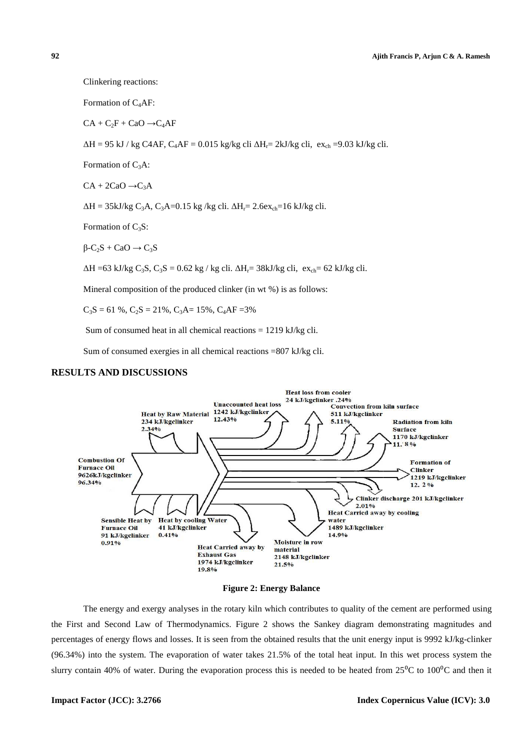Clinkering reactions:

Formation of $C_4AF$:

$CA + C_2F + CaO \rightarrow C_4AF$

$\Delta H$ = 95 kJ / kg C4AF, $C_4AF$ = 0.015 kg/kg cli $\Delta H_r$= 2kJ/kg cli, $ex_{ch}$ =9.03 kJ/kg cli.

Formation of $C_3A$:

$CA + 2CaO \rightarrow C_3A$

$\Delta H$ = 35kJ/kg $C_3A$, $C_3A$=0.15 kg /kg cli. $\Delta H_r$= 2.6$ex_{ch}$=16 kJ/kg cli.

Formation of $C_3S$:

$\beta\text{-}C_2S + CaO \rightarrow C_3S$

$\Delta H$ =63 kJ/kg $C_3S$, $C_3S$ = 0.62 kg / kg cli. $\Delta H_r$= 38kJ/kg cli, $ex_{ch}$= 62 kJ/kg cli.

Mineral composition of the produced clinker (in wt %) is as follows:

$C_3S$ = 61 %, $C_2S$ = 21%, $C_3A$= 15%, $C_4AF$ =3%

Sum of consumed heat in all chemical reactions = 1219 kJ/kg cli.

Sum of consumed exergies in all chemical reactions =807 kJ/kg cli.

## RESULTS AND DISCUSSIONS

**Figure 2: Energy Balance**

The energy and exergy analyses in the rotary kiln which contributes to quality of the cement are performed using the First and Second Law of Thermodynamics. Figure 2 shows the Sankey diagram demonstrating magnitudes and percentages of energy flows and losses. It is seen from the obtained results that the unit energy input is 9992 kJ/kg-clinker (96.34%) into the system. The evaporation of water takes 21.5% of the total heat input. In this wet process system the slurry contain 40% of water. During the evaporation process this is needed to be heated from 25$^0$C to 100$^0$C and then it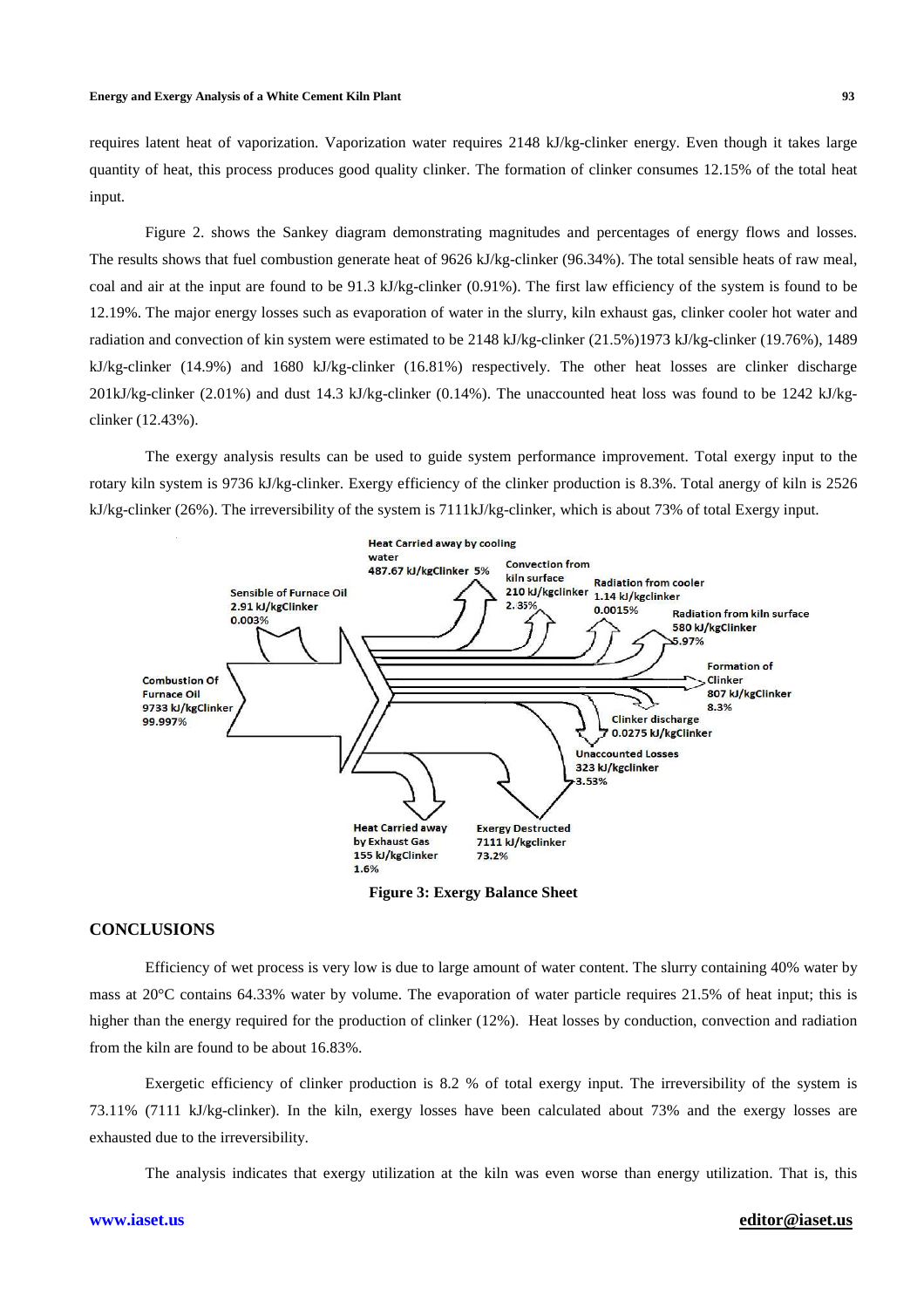requires latent heat of vaporization. Vaporization water requires 2148 kJ/kg-clinker energy. Even though it takes large quantity of heat, this process produces good quality clinker. The formation of clinker consumes 12.15% of the total heat input.

Figure 2. shows the Sankey diagram demonstrating magnitudes and percentages of energy flows and losses. The results shows that fuel combustion generate heat of 9626 kJ/kg-clinker (96.34%). The total sensible heats of raw meal, coal and air at the input are found to be 91.3 kJ/kg-clinker (0.91%). The first law efficiency of the system is found to be 12.19%. The major energy losses such as evaporation of water in the slurry, kiln exhaust gas, clinker cooler hot water and radiation and convection of kin system were estimated to be 2148 kJ/kg-clinker (21.5%)1973 kJ/kg-clinker (19.76%), 1489 kJ/kg-clinker (14.9%) and 1680 kJ/kg-clinker (16.81%) respectively. The other heat losses are clinker discharge 201kJ/kg-clinker (2.01%) and dust 14.3 kJ/kg-clinker (0.14%). The unaccounted heat loss was found to be 1242 kJ/kg-clinker (12.43%).

The exergy analysis results can be used to guide system performance improvement. Total exergy input to the rotary kiln system is 9736 kJ/kg-clinker. Exergy efficiency of the clinker production is 8.3%. Total anergy of kiln is 2526 kJ/kg-clinker (26%). The irreversibility of the system is 7111kJ/kg-clinker, which is about 73% of total Exergy input.

Heat Carried away by cooling water 487.67 kJ/kgClinker 5%
Convection from kiln surface 210 kJ/kgclinker 2.35%
Radiation from cooler 1.14 kJ/kgclinker 0.0015%
Radiation from kiln surface 580 kJ/kgClinker 5.97%
Sensible of Furnace Oil 2.91 kJ/kgClinker 0.003%
Combustion Of Furnace Oil 9733 kJ/kgClinker 99.997%
Formation of Clinker 807 kJ/kgClinker 8.3%
Clinker discharge 0.0275 kJ/kgClinker
Unaccounted Losses 323 kJ/kgclinker 3.53%
Heat Carried away by Exhaust Gas 155 kJ/kgClinker 1.6%
Exergy Destructed 7111 kJ/kgclinker 73.2%

**Figure 3: Exergy Balance Sheet**

## CONCLUSIONS

Efficiency of wet process is very low is due to large amount of water content. The slurry containing 40% water by mass at 20°C contains 64.33% water by volume. The evaporation of water particle requires 21.5% of heat input; this is higher than the energy required for the production of clinker (12%). Heat losses by conduction, convection and radiation from the kiln are found to be about 16.83%.

Exergetic efficiency of clinker production is 8.2 % of total exergy input. The irreversibility of the system is 73.11% (7111 kJ/kg-clinker). In the kiln, exergy losses have been calculated about 73% and the exergy losses are exhausted due to the irreversibility.

The analysis indicates that exergy utilization at the kiln was even worse than energy utilization. That is, this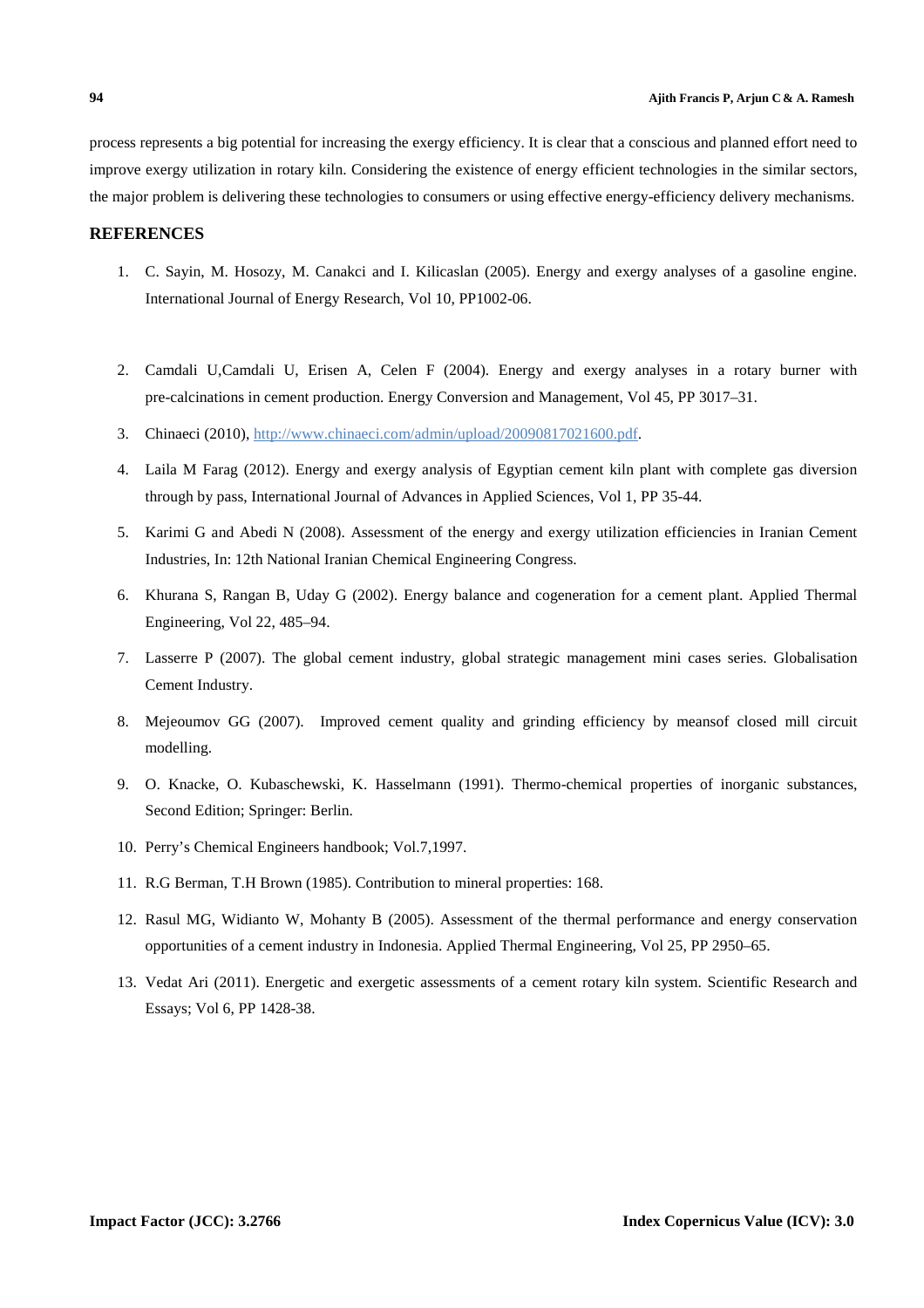process represents a big potential for increasing the exergy efficiency. It is clear that a conscious and planned effort need to improve exergy utilization in rotary kiln. Considering the existence of energy efficient technologies in the similar sectors, the major problem is delivering these technologies to consumers or using effective energy-efficiency delivery mechanisms.

## REFERENCES

1. C. Sayin, M. Hosozy, M. Canakci and I. Kilicaslan (2005). Energy and exergy analyses of a gasoline engine. International Journal of Energy Research, Vol 10, PP1002-06.

2. Camdali U,Camdali U, Erisen A, Celen F (2004). Energy and exergy analyses in a rotary burner with pre-calcinations in cement production. Energy Conversion and Management, Vol 45, PP 3017–31.

3. Chinaeci (2010), http://www.chinaeci.com/admin/upload/20090817021600.pdf.

4. Laila M Farag (2012). Energy and exergy analysis of Egyptian cement kiln plant with complete gas diversion through by pass, International Journal of Advances in Applied Sciences, Vol 1, PP 35-44.

5. Karimi G and Abedi N (2008). Assessment of the energy and exergy utilization efficiencies in Iranian Cement Industries, In: 12th National Iranian Chemical Engineering Congress.

6. Khurana S, Rangan B, Uday G (2002). Energy balance and cogeneration for a cement plant. Applied Thermal Engineering, Vol 22, 485–94.

7. Lasserre P (2007). The global cement industry, global strategic management mini cases series. Globalisation Cement Industry.

8. Mejeoumov GG (2007). Improved cement quality and grinding efficiency by meansof closed mill circuit modelling.

9. O. Knacke, O. Kubaschewski, K. Hasselmann (1991). Thermo-chemical properties of inorganic substances, Second Edition; Springer: Berlin.

10. Perry's Chemical Engineers handbook; Vol.7,1997.

11. R.G Berman, T.H Brown (1985). Contribution to mineral properties: 168.

12. Rasul MG, Widianto W, Mohanty B (2005). Assessment of the thermal performance and energy conservation opportunities of a cement industry in Indonesia. Applied Thermal Engineering, Vol 25, PP 2950–65.

13. Vedat Ari (2011). Energetic and exergetic assessments of a cement rotary kiln system. Scientific Research and Essays; Vol 6, PP 1428-38.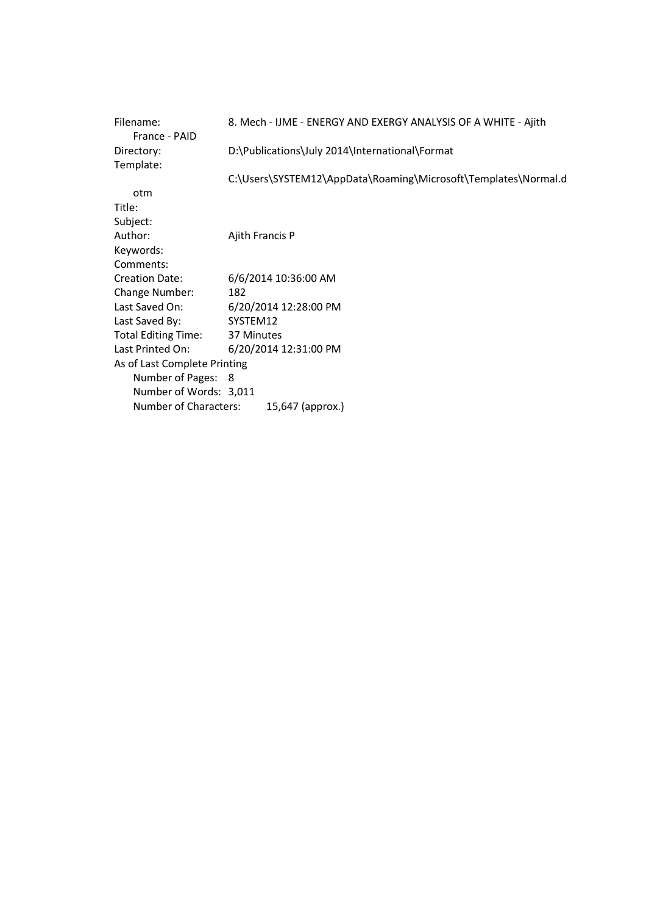Filename: 8. Mech - IJME - ENERGY AND EXERGY ANALYSIS OF A WHITE - Ajith France - PAID
Directory: D:\Publications\July 2014\International\Format
Template: C:\Users\SYSTEM12\AppData\Roaming\Microsoft\Templates\Normal.dotm
Title:
Subject:
Author: Ajith Francis P
Keywords:
Comments:
Creation Date: 6/6/2014 10:36:00 AM
Change Number: 182
Last Saved On: 6/20/2014 12:28:00 PM
Last Saved By: SYSTEM12
Total Editing Time: 37 Minutes
Last Printed On: 6/20/2014 12:31:00 PM
As of Last Complete Printing
Number of Pages: 8
Number of Words: 3,011
Number of Characters: 15,647 (approx.)